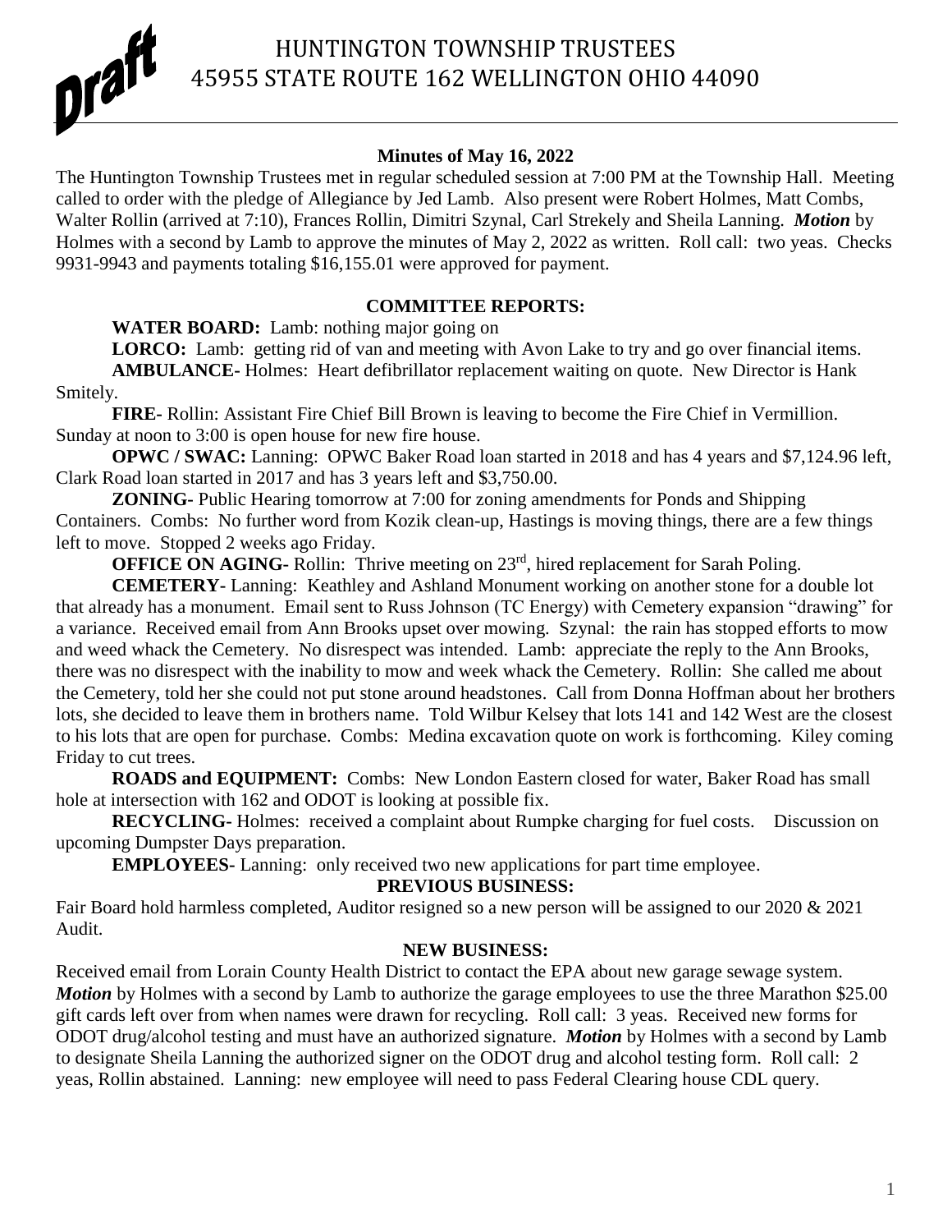Draft

# HUNTINGTON TOWNSHIP TRUSTEES
## 45955 STATE ROUTE 162 WELLINGTON OHIO 44090

**Minutes of May 16, 2022**

The Huntington Township Trustees met in regular scheduled session at 7:00 PM at the Township Hall. Meeting called to order with the pledge of Allegiance by Jed Lamb. Also present were Robert Holmes, Matt Combs, Walter Rollin (arrived at 7:10), Frances Rollin, Dimitri Szynal, Carl Strekely and Sheila Lanning. ***Motion*** by Holmes with a second by Lamb to approve the minutes of May 2, 2022 as written. Roll call: two yeas. Checks 9931-9943 and payments totaling $16,155.01 were approved for payment.

**COMMITTEE REPORTS:**

**WATER BOARD:** Lamb: nothing major going on

**LORCO:** Lamb: getting rid of van and meeting with Avon Lake to try and go over financial items.

**AMBULANCE-** Holmes: Heart defibrillator replacement waiting on quote. New Director is Hank Smitely.

**FIRE-** Rollin: Assistant Fire Chief Bill Brown is leaving to become the Fire Chief in Vermillion. Sunday at noon to 3:00 is open house for new fire house.

**OPWC / SWAC:** Lanning: OPWC Baker Road loan started in 2018 and has 4 years and $7,124.96 left, Clark Road loan started in 2017 and has 3 years left and $3,750.00.

**ZONING-** Public Hearing tomorrow at 7:00 for zoning amendments for Ponds and Shipping Containers. Combs: No further word from Kozik clean-up, Hastings is moving things, there are a few things left to move. Stopped 2 weeks ago Friday.

**OFFICE ON AGING-** Rollin: Thrive meeting on 23rd, hired replacement for Sarah Poling.

**CEMETERY-** Lanning: Keathley and Ashland Monument working on another stone for a double lot that already has a monument. Email sent to Russ Johnson (TC Energy) with Cemetery expansion "drawing" for a variance. Received email from Ann Brooks upset over mowing. Szynal: the rain has stopped efforts to mow and weed whack the Cemetery. No disrespect was intended. Lamb: appreciate the reply to the Ann Brooks, there was no disrespect with the inability to mow and week whack the Cemetery. Rollin: She called me about the Cemetery, told her she could not put stone around headstones. Call from Donna Hoffman about her brothers lots, she decided to leave them in brothers name. Told Wilbur Kelsey that lots 141 and 142 West are the closest to his lots that are open for purchase. Combs: Medina excavation quote on work is forthcoming. Kiley coming Friday to cut trees.

**ROADS and EQUIPMENT:** Combs: New London Eastern closed for water, Baker Road has small hole at intersection with 162 and ODOT is looking at possible fix.

**RECYCLING-** Holmes: received a complaint about Rumpke charging for fuel costs. Discussion on upcoming Dumpster Days preparation.

**EMPLOYEES-** Lanning: only received two new applications for part time employee.

**PREVIOUS BUSINESS:**

Fair Board hold harmless completed, Auditor resigned so a new person will be assigned to our 2020 & 2021 Audit.

**NEW BUSINESS:**

Received email from Lorain County Health District to contact the EPA about new garage sewage system. ***Motion*** by Holmes with a second by Lamb to authorize the garage employees to use the three Marathon $25.00 gift cards left over from when names were drawn for recycling. Roll call: 3 yeas. Received new forms for ODOT drug/alcohol testing and must have an authorized signature. ***Motion*** by Holmes with a second by Lamb to designate Sheila Lanning the authorized signer on the ODOT drug and alcohol testing form. Roll call: 2 yeas, Rollin abstained. Lanning: new employee will need to pass Federal Clearing house CDL query.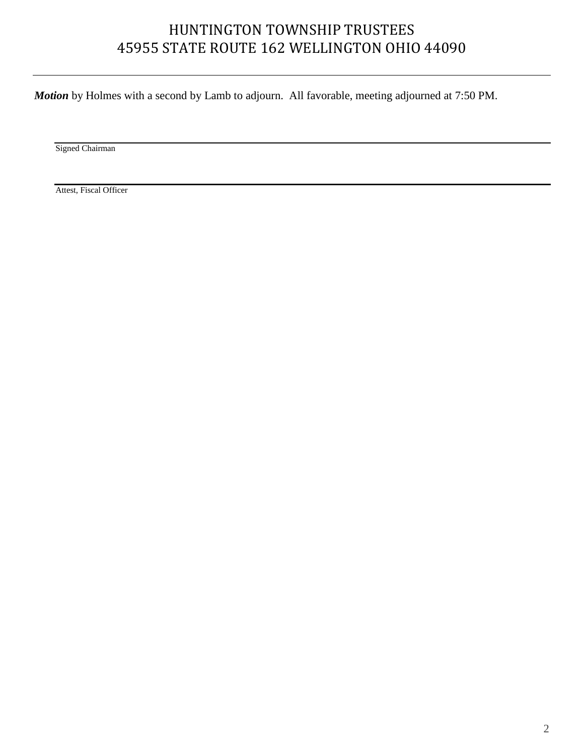***Motion*** by Holmes with a second by Lamb to adjourn.  All favorable, meeting adjourned at 7:50 PM.

______________________________
Signed Chairman

______________________________
Attest, Fiscal Officer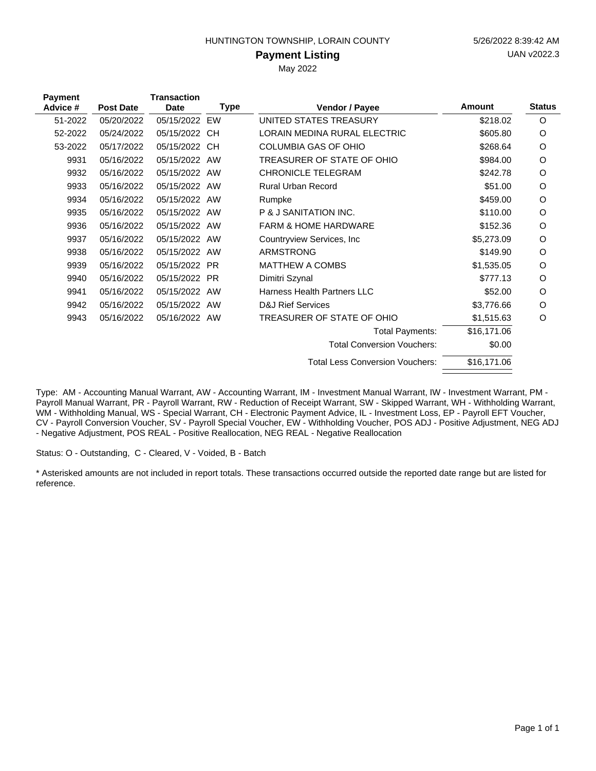HUNTINGTON TOWNSHIP, LORAIN COUNTY

5/26/2022 8:39:42 AM

# Payment Listing

UAN v2022.3

May 2022

| Payment Advice # | Post Date | Transaction Date | Type | Vendor / Payee | Amount | Status |
|---|---|---|---|---|---|---|
| 51-2022 | 05/20/2022 | 05/15/2022 | EW | UNITED STATES TREASURY | $218.02 | O |
| 52-2022 | 05/24/2022 | 05/15/2022 | CH | LORAIN MEDINA RURAL ELECTRIC | $605.80 | O |
| 53-2022 | 05/17/2022 | 05/15/2022 | CH | COLUMBIA GAS OF OHIO | $268.64 | O |
| 9931 | 05/16/2022 | 05/15/2022 | AW | TREASURER OF STATE OF OHIO | $984.00 | O |
| 9932 | 05/16/2022 | 05/15/2022 | AW | CHRONICLE TELEGRAM | $242.78 | O |
| 9933 | 05/16/2022 | 05/15/2022 | AW | Rural Urban Record | $51.00 | O |
| 9934 | 05/16/2022 | 05/15/2022 | AW | Rumpke | $459.00 | O |
| 9935 | 05/16/2022 | 05/15/2022 | AW | P & J SANITATION INC. | $110.00 | O |
| 9936 | 05/16/2022 | 05/15/2022 | AW | FARM & HOME HARDWARE | $152.36 | O |
| 9937 | 05/16/2022 | 05/15/2022 | AW | Countryview Services, Inc | $5,273.09 | O |
| 9938 | 05/16/2022 | 05/15/2022 | AW | ARMSTRONG | $149.90 | O |
| 9939 | 05/16/2022 | 05/15/2022 | PR | MATTHEW A COMBS | $1,535.05 | O |
| 9940 | 05/16/2022 | 05/15/2022 | PR | Dimitri Szynal | $777.13 | O |
| 9941 | 05/16/2022 | 05/15/2022 | AW | Harness Health Partners LLC | $52.00 | O |
| 9942 | 05/16/2022 | 05/15/2022 | AW | D&J Rief Services | $3,776.66 | O |
| 9943 | 05/16/2022 | 05/16/2022 | AW | TREASURER OF STATE OF OHIO | $1,515.63 | O |
| | | | | Total Payments: | $16,171.06 | |
| | | | | Total Conversion Vouchers: | $0.00 | |
| | | | | Total Less Conversion Vouchers: | $16,171.06 | |

Type: AM - Accounting Manual Warrant, AW - Accounting Warrant, IM - Investment Manual Warrant, IW - Investment Warrant, PM - Payroll Manual Warrant, PR - Payroll Warrant, RW - Reduction of Receipt Warrant, SW - Skipped Warrant, WH - Withholding Warrant, WM - Withholding Manual, WS - Special Warrant, CH - Electronic Payment Advice, IL - Investment Loss, EP - Payroll EFT Voucher, CV - Payroll Conversion Voucher, SV - Payroll Special Voucher, EW - Withholding Voucher, POS ADJ - Positive Adjustment, NEG ADJ - Negative Adjustment, POS REAL - Positive Reallocation, NEG REAL - Negative Reallocation

Status: O - Outstanding, C - Cleared, V - Voided, B - Batch

* Asterisked amounts are not included in report totals. These transactions occurred outside the reported date range but are listed for reference.